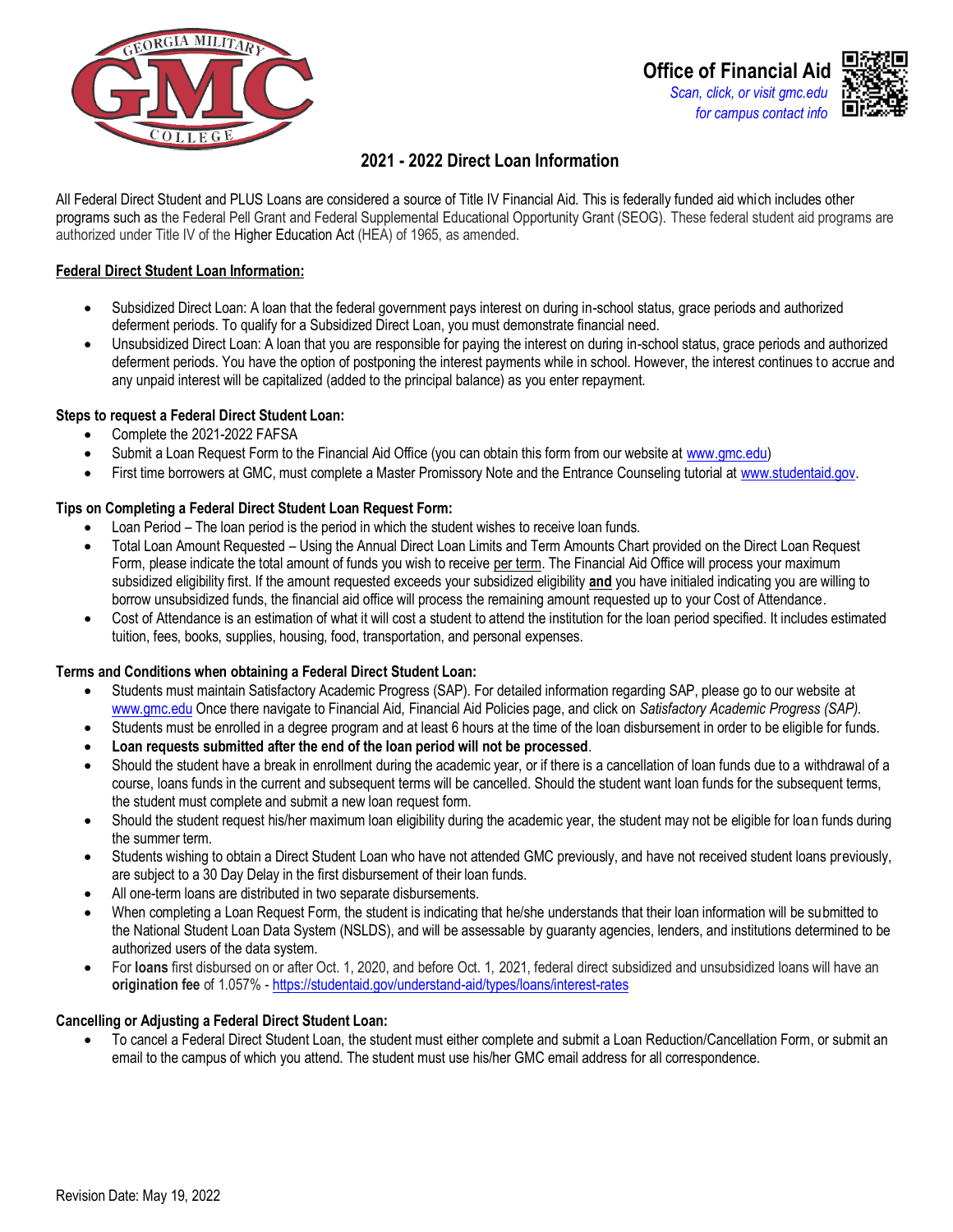**Office of Financial Aid**

*Scan, click, or visit gmc.edu for campus contact info*

# 2021 - 2022 Direct Loan Information

All Federal Direct Student and PLUS Loans are considered a source of Title IV Financial Aid. This is federally funded aid which includes other programs such as the Federal Pell Grant and Federal Supplemental Educational Opportunity Grant (SEOG). These federal student aid programs are authorized under Title IV of the Higher Education Act (HEA) of 1965, as amended.

## Federal Direct Student Loan Information:

- Subsidized Direct Loan: A loan that the federal government pays interest on during in-school status, grace periods and authorized deferment periods. To qualify for a Subsidized Direct Loan, you must demonstrate financial need.
- Unsubsidized Direct Loan: A loan that you are responsible for paying the interest on during in-school status, grace periods and authorized deferment periods. You have the option of postponing the interest payments while in school. However, the interest continues to accrue and any unpaid interest will be capitalized (added to the principal balance) as you enter repayment.

### Steps to request a Federal Direct Student Loan:

- Complete the 2021-2022 FAFSA
- Submit a Loan Request Form to the Financial Aid Office (you can obtain this form from our website at www.gmc.edu)
- First time borrowers at GMC, must complete a Master Promissory Note and the Entrance Counseling tutorial at www.studentaid.gov.

### Tips on Completing a Federal Direct Student Loan Request Form:

- Loan Period – The loan period is the period in which the student wishes to receive loan funds.
- Total Loan Amount Requested – Using the Annual Direct Loan Limits and Term Amounts Chart provided on the Direct Loan Request Form, please indicate the total amount of funds you wish to receive per term. The Financial Aid Office will process your maximum subsidized eligibility first. If the amount requested exceeds your subsidized eligibility **and** you have initialed indicating you are willing to borrow unsubsidized funds, the financial aid office will process the remaining amount requested up to your Cost of Attendance.
- Cost of Attendance is an estimation of what it will cost a student to attend the institution for the loan period specified. It includes estimated tuition, fees, books, supplies, housing, food, transportation, and personal expenses.

### Terms and Conditions when obtaining a Federal Direct Student Loan:

- Students must maintain Satisfactory Academic Progress (SAP). For detailed information regarding SAP, please go to our website at www.gmc.edu Once there navigate to Financial Aid, Financial Aid Policies page, and click on *Satisfactory Academic Progress (SAP).*
- Students must be enrolled in a degree program and at least 6 hours at the time of the loan disbursement in order to be eligible for funds.
- **Loan requests submitted after the end of the loan period will not be processed**.
- Should the student have a break in enrollment during the academic year, or if there is a cancellation of loan funds due to a withdrawal of a course, loans funds in the current and subsequent terms will be cancelled. Should the student want loan funds for the subsequent terms, the student must complete and submit a new loan request form.
- Should the student request his/her maximum loan eligibility during the academic year, the student may not be eligible for loan funds during the summer term.
- Students wishing to obtain a Direct Student Loan who have not attended GMC previously, and have not received student loans previously, are subject to a 30 Day Delay in the first disbursement of their loan funds.
- All one-term loans are distributed in two separate disbursements.
- When completing a Loan Request Form, the student is indicating that he/she understands that their loan information will be submitted to the National Student Loan Data System (NSLDS), and will be assessable by guaranty agencies, lenders, and institutions determined to be authorized users of the data system.
- For **loans** first disbursed on or after Oct. 1, 2020, and before Oct. 1, 2021, federal direct subsidized and unsubsidized loans will have an **origination fee** of 1.057% - https://studentaid.gov/understand-aid/types/loans/interest-rates

### Cancelling or Adjusting a Federal Direct Student Loan:

- To cancel a Federal Direct Student Loan, the student must either complete and submit a Loan Reduction/Cancellation Form, or submit an email to the campus of which you attend. The student must use his/her GMC email address for all correspondence.

Revision Date: May 19, 2022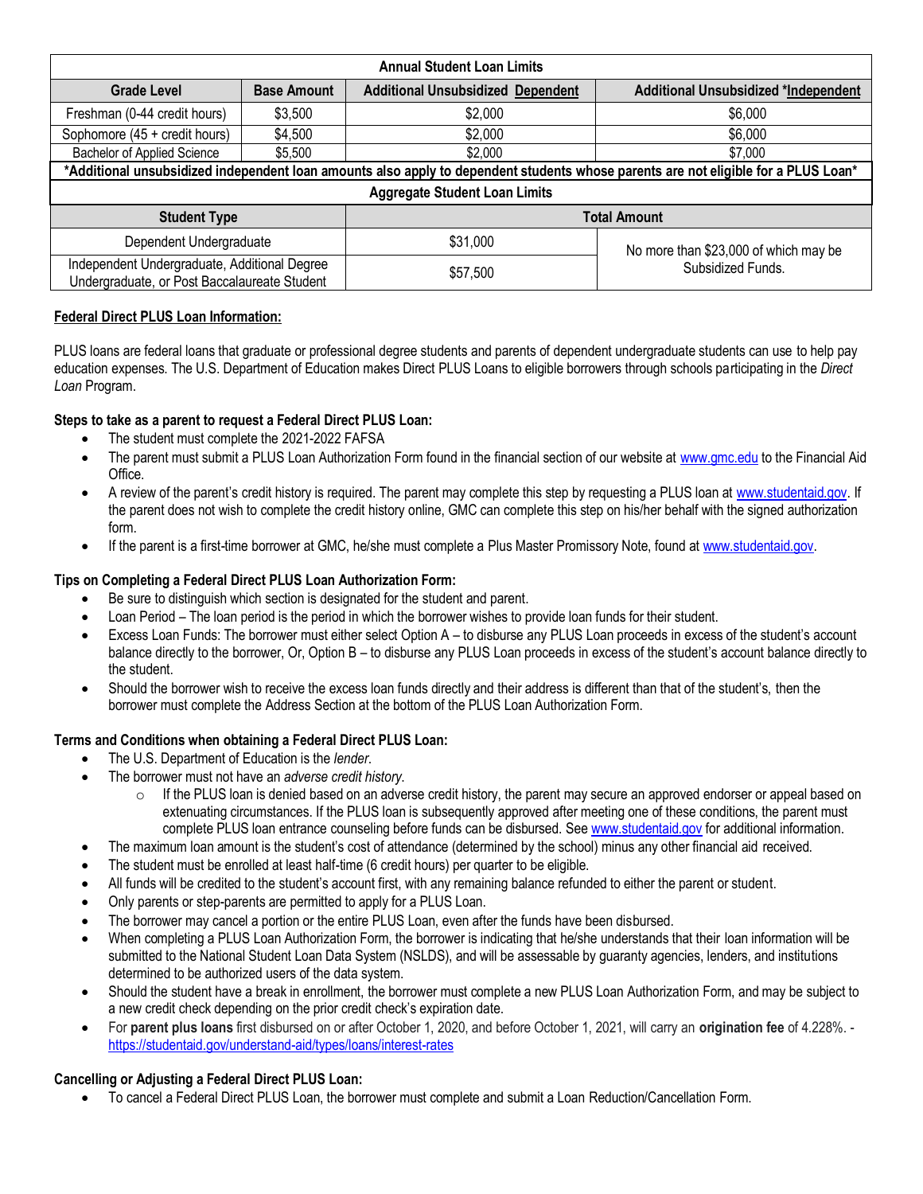| Annual Student Loan Limits | | | |
|---|---|---|---|
| **Grade Level** | **Base Amount** | **Additional Unsubsidized Dependent** | **Additional Unsubsidized *Independent** |
| Freshman (0-44 credit hours) | $3,500 | $2,000 | $6,000 |
| Sophomore (45 + credit hours) | $4,500 | $2,000 | $6,000 |
| Bachelor of Applied Science | $5,500 | $2,000 | $7,000 |

**\*Additional unsubsidized independent loan amounts also apply to dependent students whose parents are not eligible for a PLUS Loan\***

| Aggregate Student Loan Limits | | |
|---|---|---|
| **Student Type** | **Total Amount** | |
| Dependent Undergraduate | $31,000 | No more than $23,000 of which may be Subsidized Funds. |
| Independent Undergraduate, Additional Degree Undergraduate, or Post Baccalaureate Student | $57,500 | |

**Federal Direct PLUS Loan Information:**

PLUS loans are federal loans that graduate or professional degree students and parents of dependent undergraduate students can use to help pay education expenses. The U.S. Department of Education makes Direct PLUS Loans to eligible borrowers through schools participating in the *Direct Loan* Program.

**Steps to take as a parent to request a Federal Direct PLUS Loan:**

- The student must complete the 2021-2022 FAFSA
- The parent must submit a PLUS Loan Authorization Form found in the financial section of our website at www.gmc.edu to the Financial Aid Office.
- A review of the parent's credit history is required. The parent may complete this step by requesting a PLUS loan at www.studentaid.gov. If the parent does not wish to complete the credit history online, GMC can complete this step on his/her behalf with the signed authorization form.
- If the parent is a first-time borrower at GMC, he/she must complete a Plus Master Promissory Note, found at www.studentaid.gov.

**Tips on Completing a Federal Direct PLUS Loan Authorization Form:**

- Be sure to distinguish which section is designated for the student and parent.
- Loan Period – The loan period is the period in which the borrower wishes to provide loan funds for their student.
- Excess Loan Funds: The borrower must either select Option A – to disburse any PLUS Loan proceeds in excess of the student's account balance directly to the borrower, Or, Option B – to disburse any PLUS Loan proceeds in excess of the student's account balance directly to the student.
- Should the borrower wish to receive the excess loan funds directly and their address is different than that of the student's, then the borrower must complete the Address Section at the bottom of the PLUS Loan Authorization Form.

**Terms and Conditions when obtaining a Federal Direct PLUS Loan:**

- The U.S. Department of Education is the *lender*.
- The borrower must not have an *adverse credit history*.
  - If the PLUS loan is denied based on an adverse credit history, the parent may secure an approved endorser or appeal based on extenuating circumstances. If the PLUS loan is subsequently approved after meeting one of these conditions, the parent must complete PLUS loan entrance counseling before funds can be disbursed. See www.studentaid.gov for additional information.
- The maximum loan amount is the student's cost of attendance (determined by the school) minus any other financial aid received.
- The student must be enrolled at least half-time (6 credit hours) per quarter to be eligible.
- All funds will be credited to the student's account first, with any remaining balance refunded to either the parent or student.
- Only parents or step-parents are permitted to apply for a PLUS Loan.
- The borrower may cancel a portion or the entire PLUS Loan, even after the funds have been disbursed.
- When completing a PLUS Loan Authorization Form, the borrower is indicating that he/she understands that their loan information will be submitted to the National Student Loan Data System (NSLDS), and will be assessable by guaranty agencies, lenders, and institutions determined to be authorized users of the data system.
- Should the student have a break in enrollment, the borrower must complete a new PLUS Loan Authorization Form, and may be subject to a new credit check depending on the prior credit check's expiration date.
- For **parent plus loans** first disbursed on or after October 1, 2020, and before October 1, 2021, will carry an **origination fee** of 4.228%. - https://studentaid.gov/understand-aid/types/loans/interest-rates

**Cancelling or Adjusting a Federal Direct PLUS Loan:**

- To cancel a Federal Direct PLUS Loan, the borrower must complete and submit a Loan Reduction/Cancellation Form.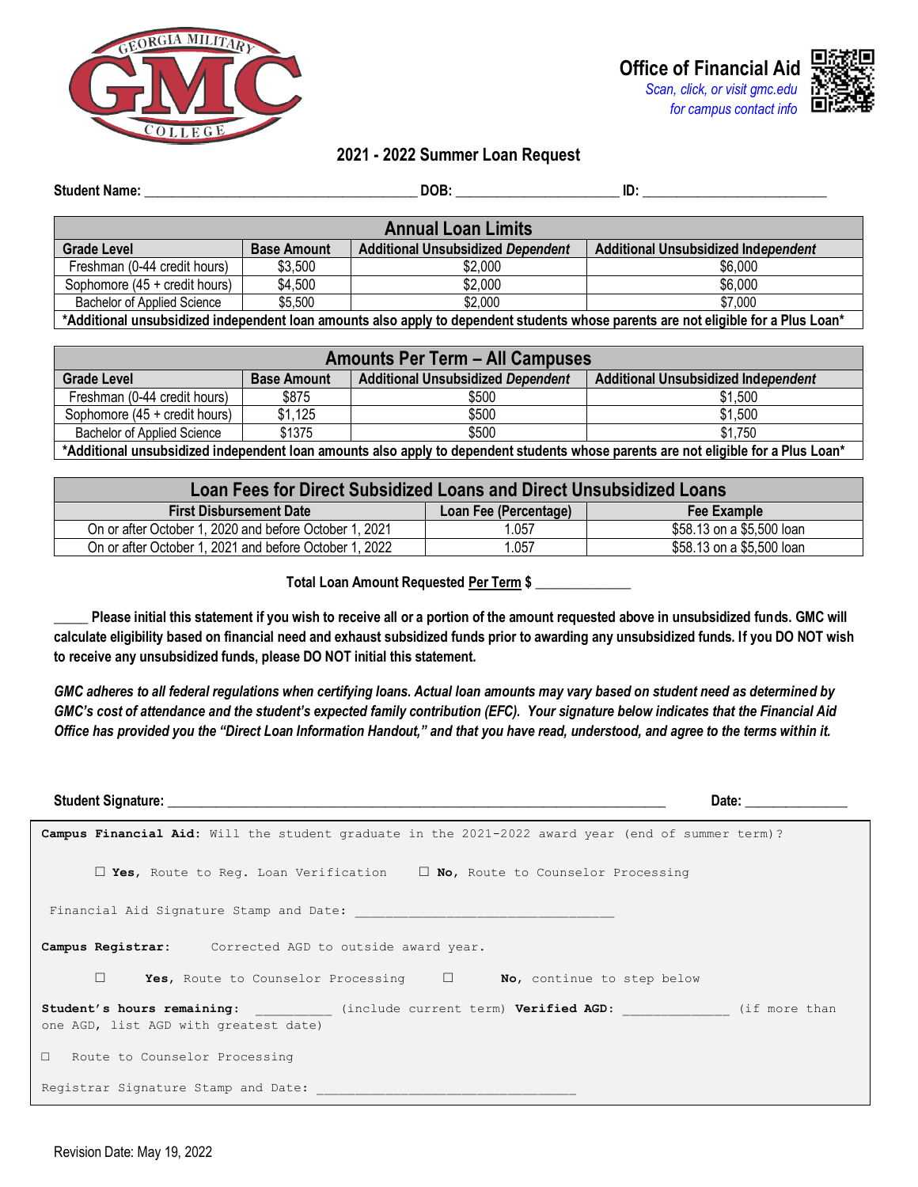Office of Financial Aid

*Scan, click, or visit gmc.edu for campus contact info*

## 2021 - 2022 Summer Loan Request

**Student Name:** ______________________________ **DOB:** __________________ **ID:** ____________________

| Annual Loan Limits | | | |
|---|---|---|---|
| **Grade Level** | **Base Amount** | **Additional Unsubsidized *Dependent*** | **Additional Unsubsidized Ind*ependent*** |
| Freshman (0-44 credit hours) | $3,500 | $2,000 | $6,000 |
| Sophomore (45 + credit hours) | $4,500 | $2,000 | $6,000 |
| Bachelor of Applied Science | $5,500 | $2,000 | $7,000 |
| ***Additional unsubsidized independent loan amounts also apply to dependent students whose parents are not eligible for a Plus Loan*** | | | |

| Amounts Per Term – All Campuses | | | |
|---|---|---|---|
| **Grade Level** | **Base Amount** | **Additional Unsubsidized *Dependent*** | **Additional Unsubsidized Ind*ependent*** |
| Freshman (0-44 credit hours) | $875 | $500 | $1,500 |
| Sophomore (45 + credit hours) | $1,125 | $500 | $1,500 |
| Bachelor of Applied Science | $1375 | $500 | $1,750 |
| ***Additional unsubsidized independent loan amounts also apply to dependent students whose parents are not eligible for a Plus Loan*** | | | |

| Loan Fees for Direct Subsidized Loans and Direct Unsubsidized Loans | | |
|---|---|---|
| **First Disbursement Date** | **Loan Fee (Percentage)** | **Fee Example** |
| On or after October 1, 2020 and before October 1, 2021 | 1.057 | $58.13 on a $5,500 loan |
| On or after October 1, 2021 and before October 1, 2022 | 1.057 | $58.13 on a $5,500 loan |

**Total Loan Amount Requested Per Term $ ____________**

**_____ Please initial this statement if you wish to receive all or a portion of the amount requested above in unsubsidized funds. GMC will calculate eligibility based on financial need and exhaust subsidized funds prior to awarding any unsubsidized funds. If you DO NOT wish to receive any unsubsidized funds, please DO NOT initial this statement.**

***GMC adheres to all federal regulations when certifying loans. Actual loan amounts may vary based on student need as determined by GMC's cost of attendance and the student's expected family contribution (EFC). Your signature below indicates that the Financial Aid Office has provided you the "Direct Loan Information Handout," and that you have read, understood, and agree to the terms within it.***

**Student Signature:** ________________________________________________ **Date:** ____________

**Campus Financial Aid:** Will the student graduate in the 2021-2022 award year (end of summer term)?

☐ **Yes**, Route to Reg. Loan Verification ☐ **No**, Route to Counselor Processing

Financial Aid Signature Stamp and Date: ______________________________

**Campus Registrar:** Corrected AGD to outside award year.

☐ **Yes**, Route to Counselor Processing ☐ **No**, continue to step below

**Student's hours remaining:** _________ (include current term) **Verified AGD:** ____________ (if more than one AGD, list AGD with greatest date)

☐ Route to Counselor Processing

Registrar Signature Stamp and Date: ______________________________

Revision Date: May 19, 2022